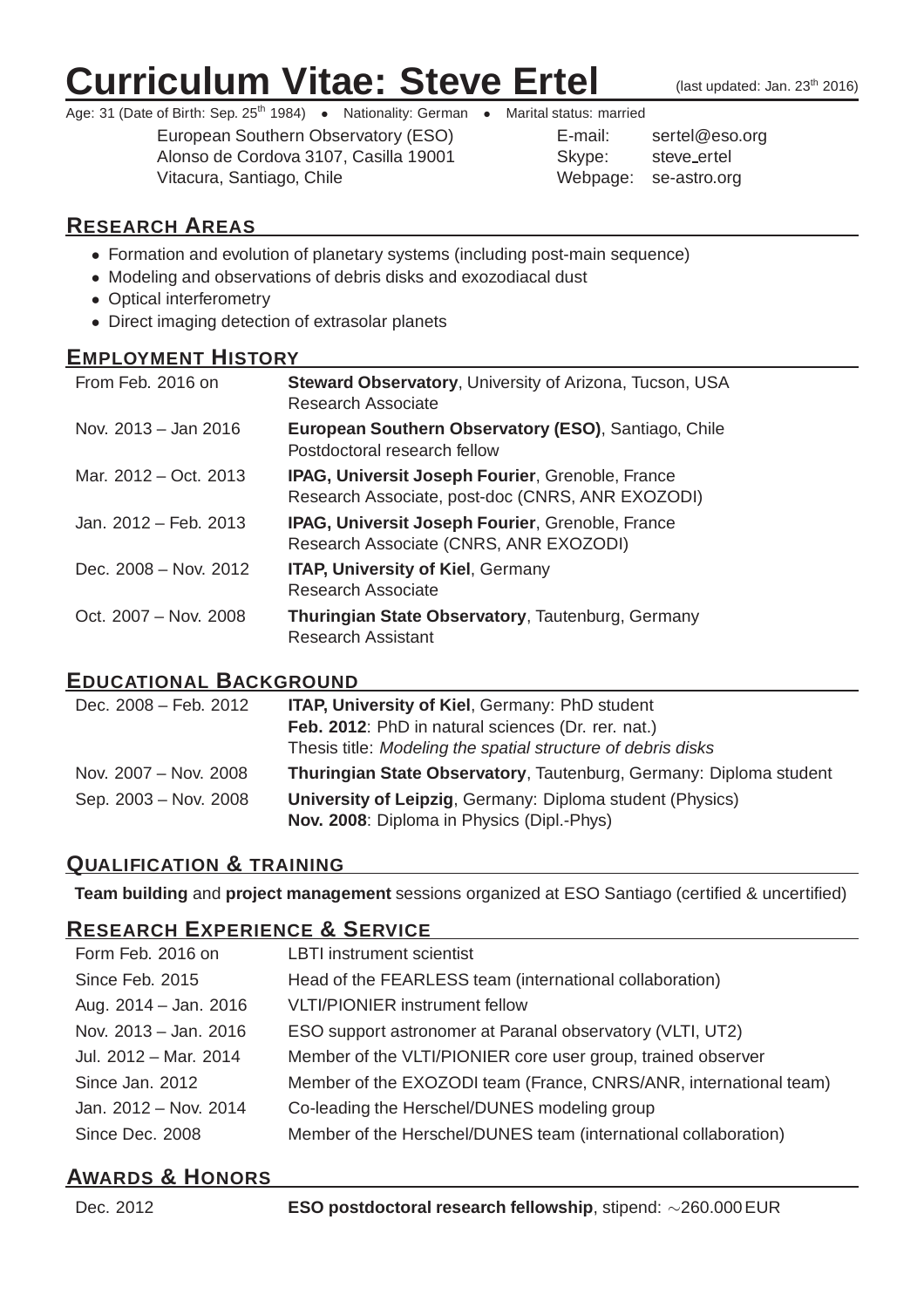# Curriculum Vitae: Steve Ertel

(last updated: Jan. 23th 2016)

Age: 31 (Date of Birth: Sep. 25th 1984) • Nationality: German • Marital status: married

European Southern Observatory (ESO)
Alonso de Cordova 3107, Casilla 19001
Vitacura, Santiago, Chile

E-mail: sertel@eso.org
Skype: steve_ertel
Webpage: se-astro.org

## Research Areas

- Formation and evolution of planetary systems (including post-main sequence)
- Modeling and observations of debris disks and exozodiacal dust
- Optical interferometry
- Direct imaging detection of extrasolar planets

## Employment History

| | |
|---|---|
| From Feb. 2016 on | **Steward Observatory**, University of Arizona, Tucson, USA<br>Research Associate |
| Nov. 2013 – Jan 2016 | **European Southern Observatory (ESO)**, Santiago, Chile<br>Postdoctoral research fellow |
| Mar. 2012 – Oct. 2013 | **IPAG, Universit Joseph Fourier**, Grenoble, France<br>Research Associate, post-doc (CNRS, ANR EXOZODI) |
| Jan. 2012 – Feb. 2013 | **IPAG, Universit Joseph Fourier**, Grenoble, France<br>Research Associate (CNRS, ANR EXOZODI) |
| Dec. 2008 – Nov. 2012 | **ITAP, University of Kiel**, Germany<br>Research Associate |
| Oct. 2007 – Nov. 2008 | **Thuringian State Observatory**, Tautenburg, Germany<br>Research Assistant |

## Educational Background

| | |
|---|---|
| Dec. 2008 – Feb. 2012 | **ITAP, University of Kiel**, Germany: PhD student<br>**Feb. 2012**: PhD in natural sciences (Dr. rer. nat.)<br>Thesis title: *Modeling the spatial structure of debris disks* |
| Nov. 2007 – Nov. 2008 | **Thuringian State Observatory**, Tautenburg, Germany: Diploma student |
| Sep. 2003 – Nov. 2008 | **University of Leipzig**, Germany: Diploma student (Physics)<br>**Nov. 2008**: Diploma in Physics (Dipl.-Phys) |

## Qualification & training

**Team building** and **project management** sessions organized at ESO Santiago (certified & uncertified)

## Research Experience & Service

| | |
|---|---|
| Form Feb. 2016 on | LBTI instrument scientist |
| Since Feb. 2015 | Head of the FEARLESS team (international collaboration) |
| Aug. 2014 – Jan. 2016 | VLTI/PIONIER instrument fellow |
| Nov. 2013 – Jan. 2016 | ESO support astronomer at Paranal observatory (VLTI, UT2) |
| Jul. 2012 – Mar. 2014 | Member of the VLTI/PIONIER core user group, trained observer |
| Since Jan. 2012 | Member of the EXOZODI team (France, CNRS/ANR, international team) |
| Jan. 2012 – Nov. 2014 | Co-leading the Herschel/DUNES modeling group |
| Since Dec. 2008 | Member of the Herschel/DUNES team (international collaboration) |

## Awards & Honors

| | |
|---|---|
| Dec. 2012 | **ESO postdoctoral research fellowship**, stipend: $\sim$260.000 EUR |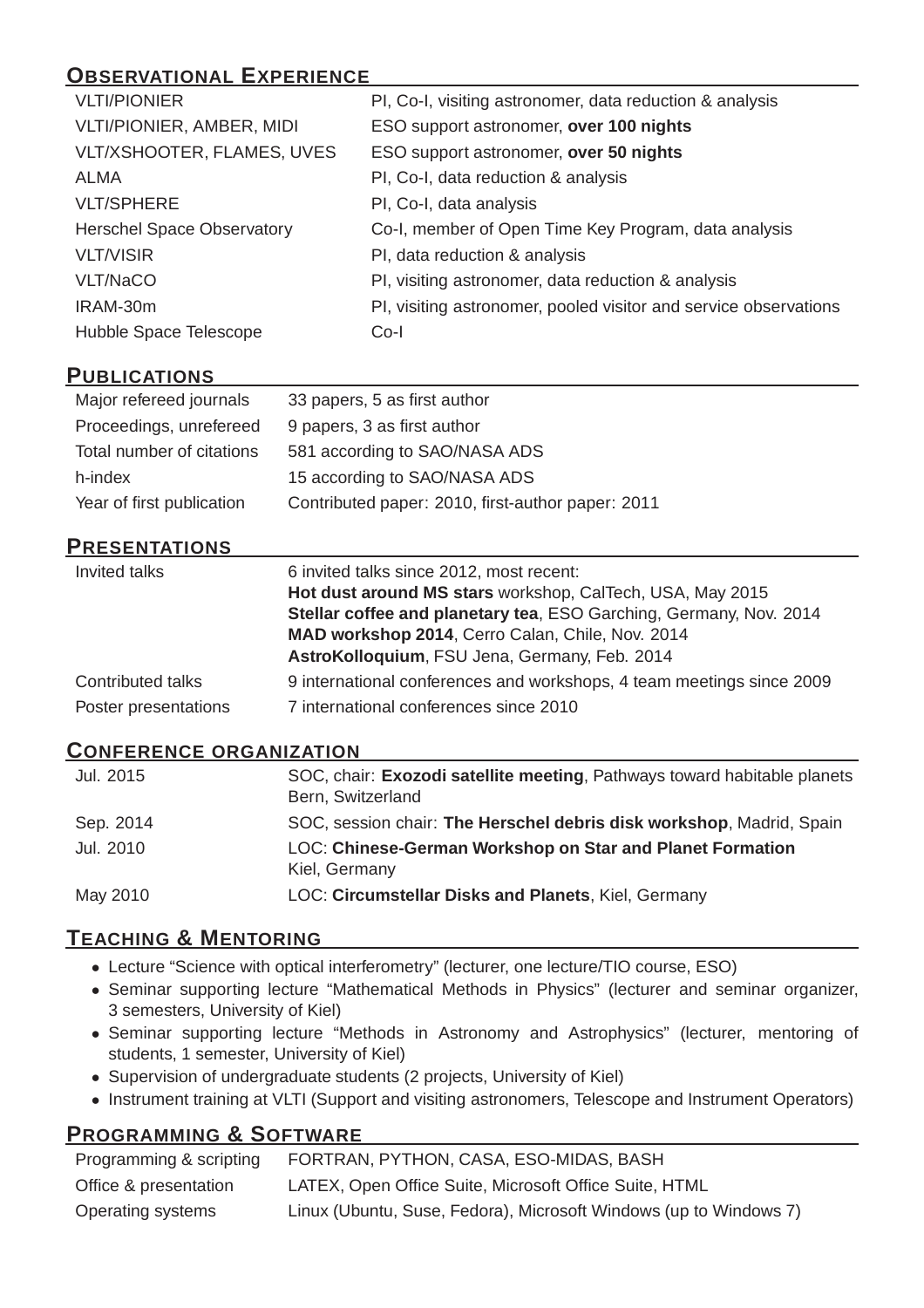## Observational Experience

| | |
|---|---|
| VLTI/PIONIER | PI, Co-I, visiting astronomer, data reduction & analysis |
| VLTI/PIONIER, AMBER, MIDI | ESO support astronomer, **over 100 nights** |
| VLT/XSHOOTER, FLAMES, UVES | ESO support astronomer, **over 50 nights** |
| ALMA | PI, Co-I, data reduction & analysis |
| VLT/SPHERE | PI, Co-I, data analysis |
| Herschel Space Observatory | Co-I, member of Open Time Key Program, data analysis |
| VLT/VISIR | PI, data reduction & analysis |
| VLT/NaCO | PI, visiting astronomer, data reduction & analysis |
| IRAM-30m | PI, visiting astronomer, pooled visitor and service observations |
| Hubble Space Telescope | Co-I |

## Publications

| | |
|---|---|
| Major refereed journals | 33 papers, 5 as first author |
| Proceedings, unrefereed | 9 papers, 3 as first author |
| Total number of citations | 581 according to SAO/NASA ADS |
| h-index | 15 according to SAO/NASA ADS |
| Year of first publication | Contributed paper: 2010, first-author paper: 2011 |

## Presentations

| | |
|---|---|
| Invited talks | 6 invited talks since 2012, most recent:<br>**Hot dust around MS stars** workshop, CalTech, USA, May 2015<br>**Stellar coffee and planetary tea**, ESO Garching, Germany, Nov. 2014<br>**MAD workshop 2014**, Cerro Calan, Chile, Nov. 2014<br>**AstroKolloquium**, FSU Jena, Germany, Feb. 2014 |
| Contributed talks | 9 international conferences and workshops, 4 team meetings since 2009 |
| Poster presentations | 7 international conferences since 2010 |

## Conference Organization

| | |
|---|---|
| Jul. 2015 | SOC, chair: **Exozodi satellite meeting**, Pathways toward habitable planets Bern, Switzerland |
| Sep. 2014 | SOC, session chair: **The Herschel debris disk workshop**, Madrid, Spain |
| Jul. 2010 | LOC: **Chinese-German Workshop on Star and Planet Formation** Kiel, Germany |
| May 2010 | LOC: **Circumstellar Disks and Planets**, Kiel, Germany |

## Teaching & Mentoring

- Lecture “Science with optical interferometry” (lecturer, one lecture/TIO course, ESO)
- Seminar supporting lecture “Mathematical Methods in Physics” (lecturer and seminar organizer, 3 semesters, University of Kiel)
- Seminar supporting lecture “Methods in Astronomy and Astrophysics” (lecturer, mentoring of students, 1 semester, University of Kiel)
- Supervision of undergraduate students (2 projects, University of Kiel)
- Instrument training at VLTI (Support and visiting astronomers, Telescope and Instrument Operators)

## Programming & Software

| | |
|---|---|
| Programming & scripting | FORTRAN, PYTHON, CASA, ESO-MIDAS, BASH |
| Office & presentation | LATEX, Open Office Suite, Microsoft Office Suite, HTML |
| Operating systems | Linux (Ubuntu, Suse, Fedora), Microsoft Windows (up to Windows 7) |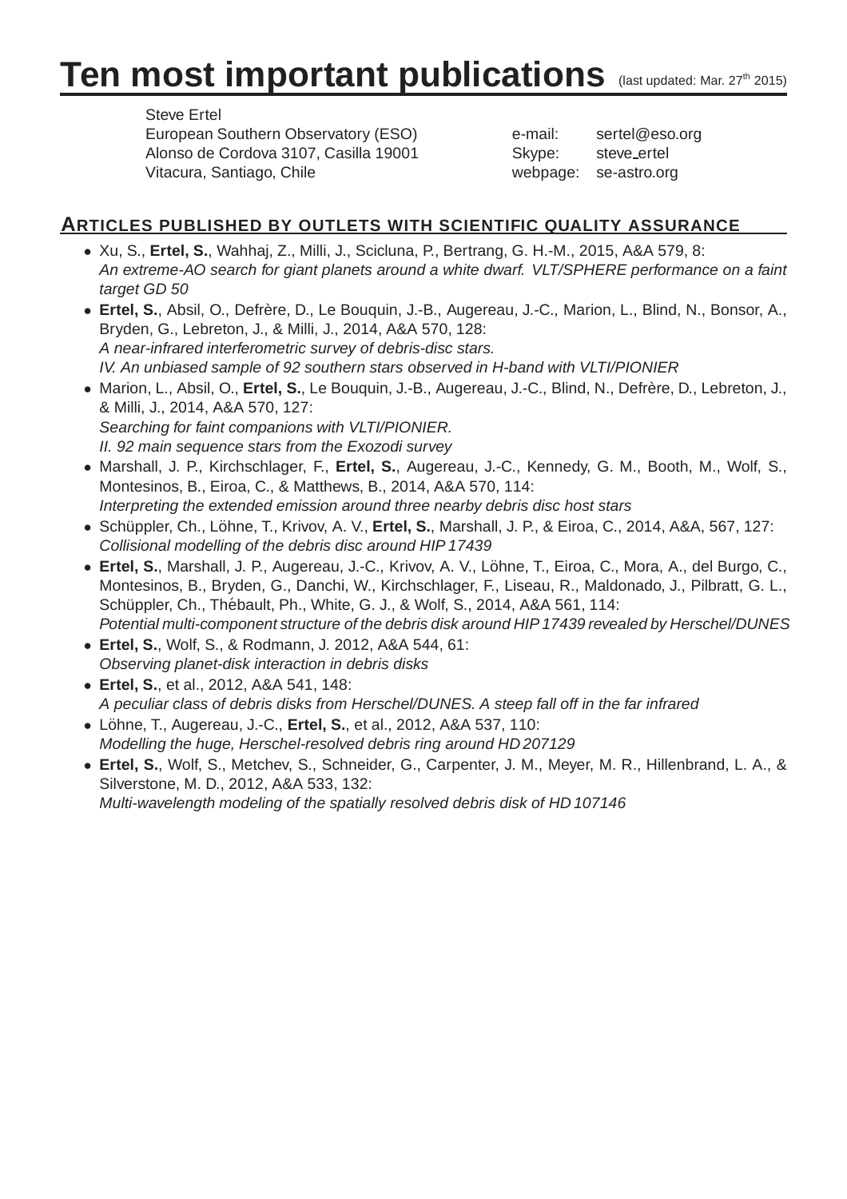# Ten most important publications (last updated: Mar. 27th 2015)

Steve Ertel
European Southern Observatory (ESO)
Alonso de Cordova 3107, Casilla 19001
Vitacura, Santiago, Chile

e-mail: sertel@eso.org
Skype: steve_ertel
webpage: se-astro.org

## Articles published by outlets with scientific quality assurance

- Xu, S., **Ertel, S.**, Wahhaj, Z., Milli, J., Scicluna, P., Bertrang, G. H.-M., 2015, A&A 579, 8:
  *An extreme-AO search for giant planets around a white dwarf. VLT/SPHERE performance on a faint target GD 50*
- **Ertel, S.**, Absil, O., Defrère, D., Le Bouquin, J.-B., Augereau, J.-C., Marion, L., Blind, N., Bonsor, A., Bryden, G., Lebreton, J., & Milli, J., 2014, A&A 570, 128:
  *A near-infrared interferometric survey of debris-disc stars.*
  *IV. An unbiased sample of 92 southern stars observed in H-band with VLTI/PIONIER*
- Marion, L., Absil, O., **Ertel, S.**, Le Bouquin, J.-B., Augereau, J.-C., Blind, N., Defrère, D., Lebreton, J., & Milli, J., 2014, A&A 570, 127:
  *Searching for faint companions with VLTI/PIONIER.*
  *II. 92 main sequence stars from the Exozodi survey*
- Marshall, J. P., Kirchschlager, F., **Ertel, S.**, Augereau, J.-C., Kennedy, G. M., Booth, M., Wolf, S., Montesinos, B., Eiroa, C., & Matthews, B., 2014, A&A 570, 114:
  *Interpreting the extended emission around three nearby debris disc host stars*
- Schüppler, Ch., Löhne, T., Krivov, A. V., **Ertel, S.**, Marshall, J. P., & Eiroa, C., 2014, A&A, 567, 127:
  *Collisional modelling of the debris disc around HIP 17439*
- **Ertel, S.**, Marshall, J. P., Augereau, J.-C., Krivov, A. V., Löhne, T., Eiroa, C., Mora, A., del Burgo, C., Montesinos, B., Bryden, G., Danchi, W., Kirchschlager, F., Liseau, R., Maldonado, J., Pilbratt, G. L., Schüppler, Ch., Thébault, Ph., White, G. J., & Wolf, S., 2014, A&A 561, 114:
  *Potential multi-component structure of the debris disk around HIP 17439 revealed by Herschel/DUNES*
- **Ertel, S.**, Wolf, S., & Rodmann, J. 2012, A&A 544, 61:
  *Observing planet-disk interaction in debris disks*
- **Ertel, S.**, et al., 2012, A&A 541, 148:
  *A peculiar class of debris disks from Herschel/DUNES. A steep fall off in the far infrared*
- Löhne, T., Augereau, J.-C., **Ertel, S.**, et al., 2012, A&A 537, 110:
  *Modelling the huge, Herschel-resolved debris ring around HD 207129*
- **Ertel, S.**, Wolf, S., Metchev, S., Schneider, G., Carpenter, J. M., Meyer, M. R., Hillenbrand, L. A., & Silverstone, M. D., 2012, A&A 533, 132:
  *Multi-wavelength modeling of the spatially resolved debris disk of HD 107146*